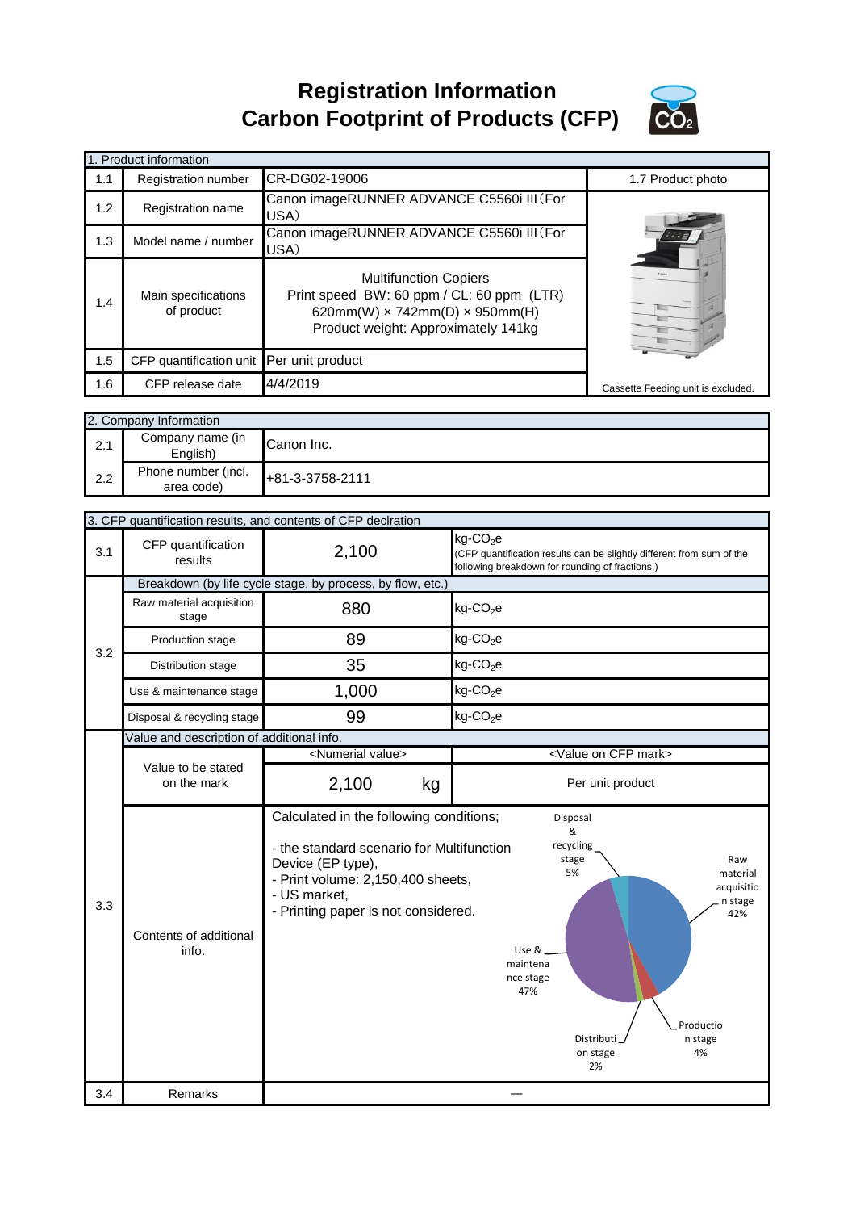# Registration Information
# Carbon Footprint of Products (CFP)

| 1. Product information | | | |
|---|---|---|---|
| 1.1 | Registration number | CR-DG02-19006 | 1.7 Product photo |
| 1.2 | Registration name | Canon imageRUNNER ADVANCE C5560i III (For USA) | |
| 1.3 | Model name / number | Canon imageRUNNER ADVANCE C5560i III (For USA) | |
| 1.4 | Main specifications of product | Multifunction Copiers<br>Print speed BW: 60 ppm / CL: 60 ppm (LTR)<br>620mm(W) × 742mm(D) × 950mm(H)<br>Product weight: Approximately 141kg | |
| 1.5 | CFP quantification unit | Per unit product | |
| 1.6 | CFP release date | 4/4/2019 | Cassette Feeding unit is excluded. |

| 2. Company Information | | |
|---|---|---|
| 2.1 | Company name (in English) | Canon Inc. |
| 2.2 | Phone number (incl. area code) | +81-3-3758-2111 |

| 3. CFP quantification results, and contents of CFP declration | | | |
|---|---|---|---|
| 3.1 | CFP quantification results | 2,100 | kg-$CO_2$e (CFP quantification results can be slightly different from sum of the following breakdown for rounding of fractions.) |
| 3.2 | Breakdown (by life cycle stage, by process, by flow, etc.) | | |
| | Raw material acquisition stage | 880 | kg-$CO_2$e |
| | Production stage | 89 | kg-$CO_2$e |
| | Distribution stage | 35 | kg-$CO_2$e |
| | Use & maintenance stage | 1,000 | kg-$CO_2$e |
| | Disposal & recycling stage | 99 | kg-$CO_2$e |
| 3.3 | Value and description of additional info. | | |
| | Value to be stated on the mark | <Numerial value><br>2,100 kg | <Value on CFP mark><br>Per unit product |
| | Contents of additional info. | Calculated in the following conditions;<br>- the standard scenario for Multifunction Device (EP type),<br>- Print volume: 2,150,400 sheets,<br>- US market,<br>- Printing paper is not considered. | Raw material acquisition stage 42%<br>Production stage 4%<br>Distribution stage 2%<br>Use & maintenance stage 47%<br>Disposal & recycling stage 5% |
| 3.4 | Remarks | — | |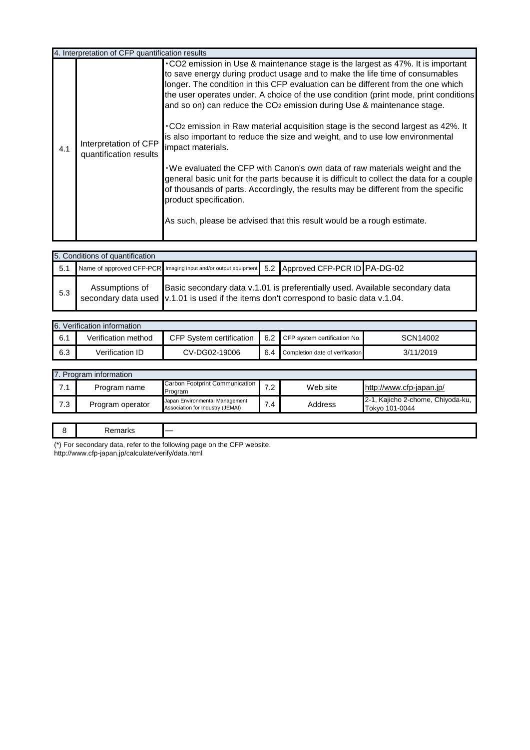| 4. Interpretation of CFP quantification results | | |
|---|---|---|
| 4.1 | Interpretation of CFP quantification results | ・CO2 emission in Use & maintenance stage is the largest as 47%. It is important to save energy during product usage and to make the life time of consumables longer. The condition in this CFP evaluation can be different from the one which the user operates under. A choice of the use condition (print mode, print conditions and so on) can reduce the $CO_2$ emission during Use & maintenance stage.<br><br>・$CO_2$ emission in Raw material acquisition stage is the second largest as 42%. It is also important to reduce the size and weight, and to use low environmental impact materials.<br><br>・We evaluated the CFP with Canon's own data of raw materials weight and the general basic unit for the parts because it is difficult to collect the data for a couple of thousands of parts. Accordingly, the results may be different from the specific product specification.<br><br>As such, please be advised that this result would be a rough estimate. |

| 5. Conditions of quantification | | | | | |
|---|---|---|---|---|---|
| 5.1 | Name of approved CFP-PCR | Imaging input and/or output equipment | 5.2 | Approved CFP-PCR ID | PA-DG-02 |
| 5.3 | Assumptions of secondary data used | Basic secondary data v.1.01 is preferentially used. Available secondary data v.1.01 is used if the items don't correspond to basic data v.1.04. | | | |

| 6. Verification information | | | | | |
|---|---|---|---|---|---|
| 6.1 | Verification method | CFP System certification | 6.2 | CFP system certification No. | SCN14002 |
| 6.3 | Verification ID | CV-DG02-19006 | 6.4 | Completion date of verification | 3/11/2019 |

| 7. Program information | | | | | |
|---|---|---|---|---|---|
| 7.1 | Program name | Carbon Footprint Communication Program | 7.2 | Web site | http://www.cfp-japan.jp/ |
| 7.3 | Program operator | Japan Environmental Management Association for Industry (JEMAI) | 7.4 | Address | 2-1, Kajicho 2-chome, Chiyoda-ku, Tokyo 101-0044 |

| | | |
|---|---|---|
| 8 | Remarks | — |

(*) For secondary data, refer to the following page on the CFP website.
http://www.cfp-japan.jp/calculate/verify/data.html